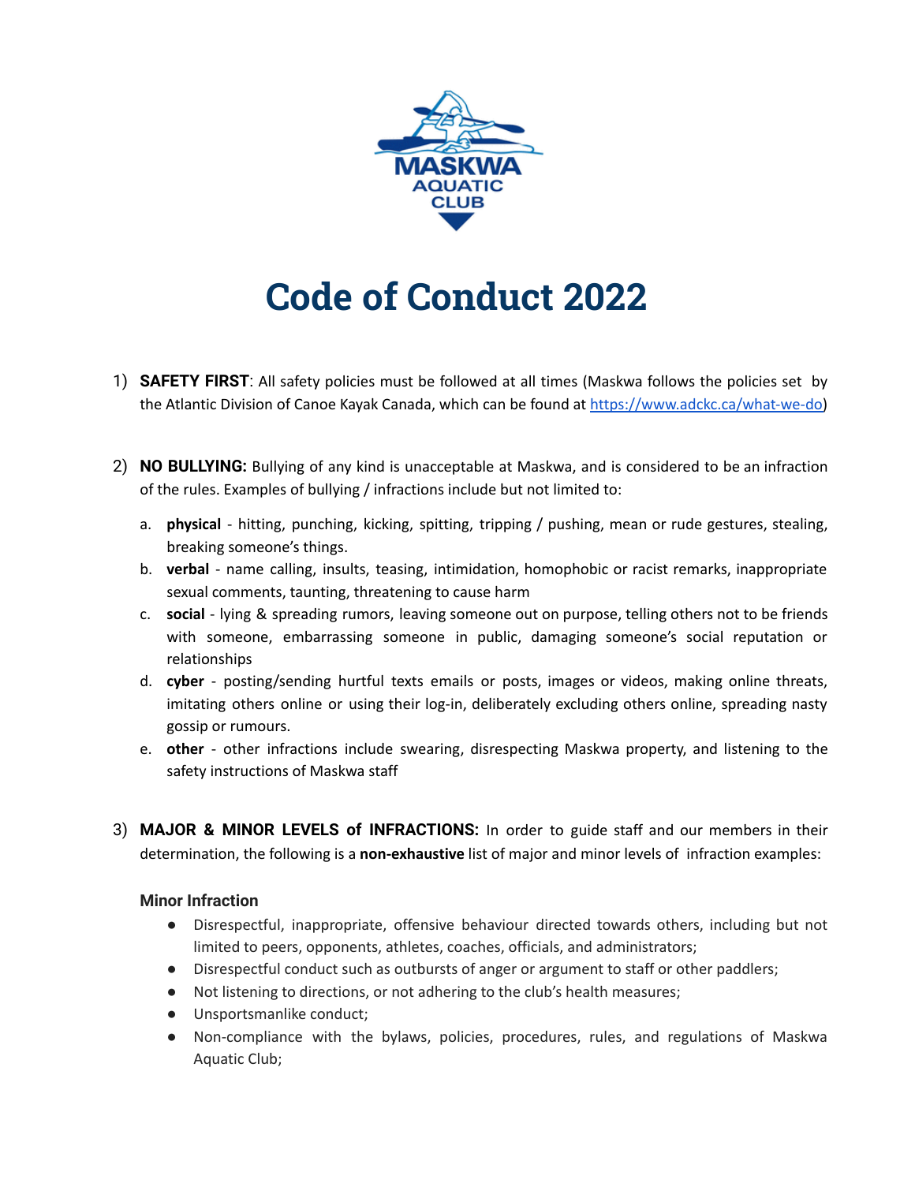MASKWA AQUATIC CLUB

# Code of Conduct 2022

1) **SAFETY FIRST**: All safety policies must be followed at all times (Maskwa follows the policies set by the Atlantic Division of Canoe Kayak Canada, which can be found at [https://www.adckc.ca/what-we-do](https://www.adckc.ca/what-we-do))

2) **NO BULLYING:** Bullying of any kind is unacceptable at Maskwa, and is considered to be an infraction of the rules. Examples of bullying / infractions include but not limited to:

   a. **physical** - hitting, punching, kicking, spitting, tripping / pushing, mean or rude gestures, stealing, breaking someone's things.
   b. **verbal** - name calling, insults, teasing, intimidation, homophobic or racist remarks, inappropriate sexual comments, taunting, threatening to cause harm
   c. **social** - lying & spreading rumors, leaving someone out on purpose, telling others not to be friends with someone, embarrassing someone in public, damaging someone's social reputation or relationships
   d. **cyber** - posting/sending hurtful texts emails or posts, images or videos, making online threats, imitating others online or using their log-in, deliberately excluding others online, spreading nasty gossip or rumours.
   e. **other** - other infractions include swearing, disrespecting Maskwa property, and listening to the safety instructions of Maskwa staff

3) **MAJOR & MINOR LEVELS of INFRACTIONS:** In order to guide staff and our members in their determination, the following is a **non-exhaustive** list of major and minor levels of infraction examples:

**Minor Infraction**

- Disrespectful, inappropriate, offensive behaviour directed towards others, including but not limited to peers, opponents, athletes, coaches, officials, and administrators;
- Disrespectful conduct such as outbursts of anger or argument to staff or other paddlers;
- Not listening to directions, or not adhering to the club's health measures;
- Unsportsmanlike conduct;
- Non-compliance with the bylaws, policies, procedures, rules, and regulations of Maskwa Aquatic Club;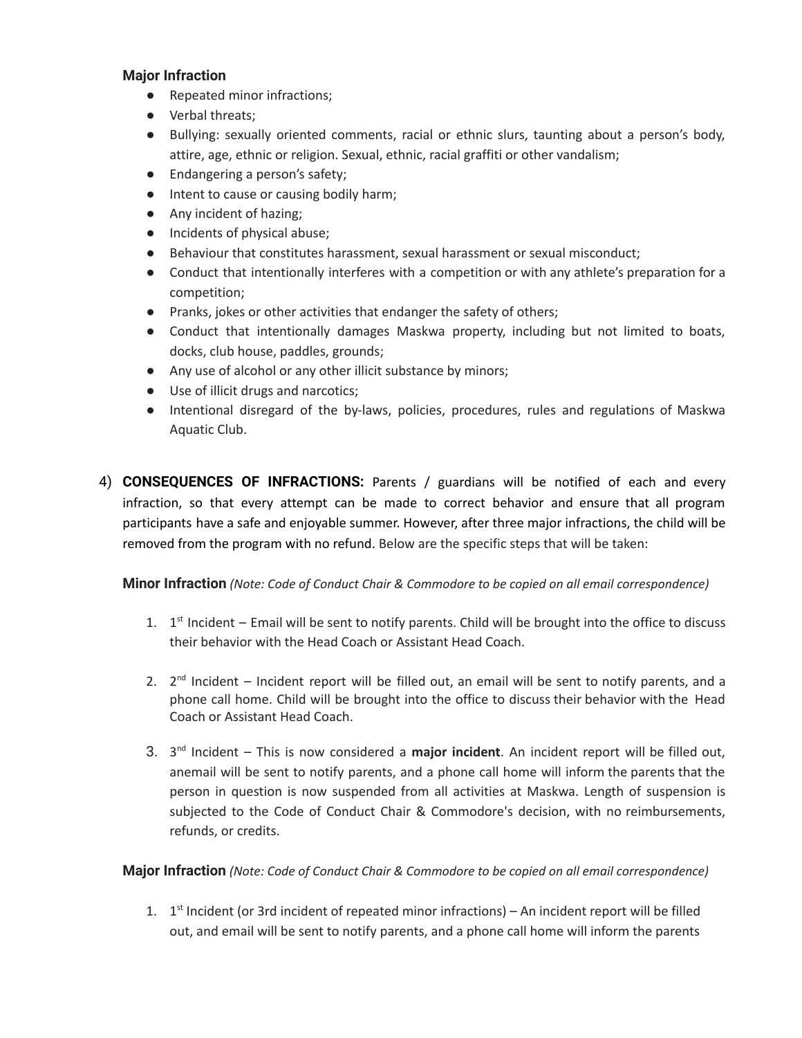### Major Infraction

- Repeated minor infractions;
- Verbal threats;
- Bullying: sexually oriented comments, racial or ethnic slurs, taunting about a person's body, attire, age, ethnic or religion. Sexual, ethnic, racial graffiti or other vandalism;
- Endangering a person's safety;
- Intent to cause or causing bodily harm;
- Any incident of hazing;
- Incidents of physical abuse;
- Behaviour that constitutes harassment, sexual harassment or sexual misconduct;
- Conduct that intentionally interferes with a competition or with any athlete's preparation for a competition;
- Pranks, jokes or other activities that endanger the safety of others;
- Conduct that intentionally damages Maskwa property, including but not limited to boats, docks, club house, paddles, grounds;
- Any use of alcohol or any other illicit substance by minors;
- Use of illicit drugs and narcotics;
- Intentional disregard of the by-laws, policies, procedures, rules and regulations of Maskwa Aquatic Club.

4) **CONSEQUENCES OF INFRACTIONS:** Parents / guardians will be notified of each and every infraction, so that every attempt can be made to correct behavior and ensure that all program participants have a safe and enjoyable summer. However, after three major infractions, the child will be removed from the program with no refund. Below are the specific steps that will be taken:

**Minor Infraction** *(Note: Code of Conduct Chair & Commodore to be copied on all email correspondence)*

1. 1st Incident – Email will be sent to notify parents. Child will be brought into the office to discuss their behavior with the Head Coach or Assistant Head Coach.

2. 2nd Incident – Incident report will be filled out, an email will be sent to notify parents, and a phone call home. Child will be brought into the office to discuss their behavior with the Head Coach or Assistant Head Coach.

3. 3nd Incident – This is now considered a **major incident**. An incident report will be filled out, anemail will be sent to notify parents, and a phone call home will inform the parents that the person in question is now suspended from all activities at Maskwa. Length of suspension is subjected to the Code of Conduct Chair & Commodore's decision, with no reimbursements, refunds, or credits.

**Major Infraction** *(Note: Code of Conduct Chair & Commodore to be copied on all email correspondence)*

1. 1st Incident (or 3rd incident of repeated minor infractions) – An incident report will be filled out, and email will be sent to notify parents, and a phone call home will inform the parents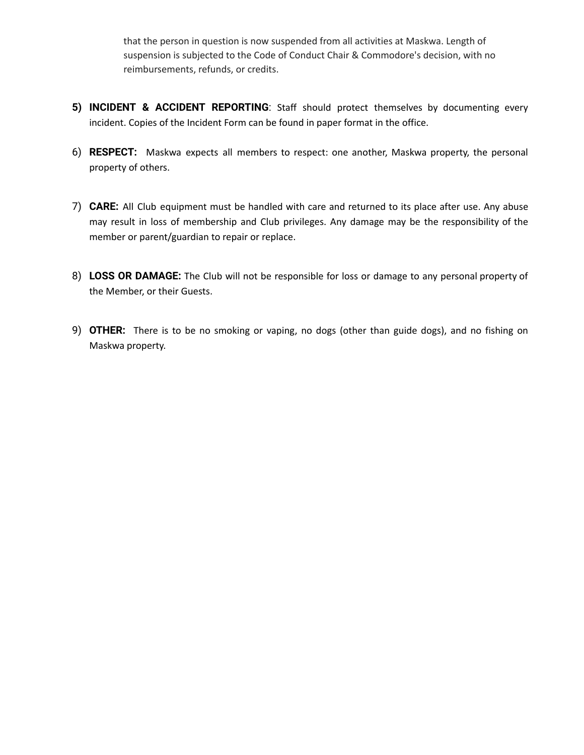that the person in question is now suspended from all activities at Maskwa. Length of suspension is subjected to the Code of Conduct Chair & Commodore's decision, with no reimbursements, refunds, or credits.

5) **INCIDENT & ACCIDENT REPORTING**: Staff should protect themselves by documenting every incident. Copies of the Incident Form can be found in paper format in the office.

6) **RESPECT:** Maskwa expects all members to respect: one another, Maskwa property, the personal property of others.

7) **CARE:** All Club equipment must be handled with care and returned to its place after use. Any abuse may result in loss of membership and Club privileges. Any damage may be the responsibility of the member or parent/guardian to repair or replace.

8) **LOSS OR DAMAGE:** The Club will not be responsible for loss or damage to any personal property of the Member, or their Guests.

9) **OTHER:** There is to be no smoking or vaping, no dogs (other than guide dogs), and no fishing on Maskwa property.